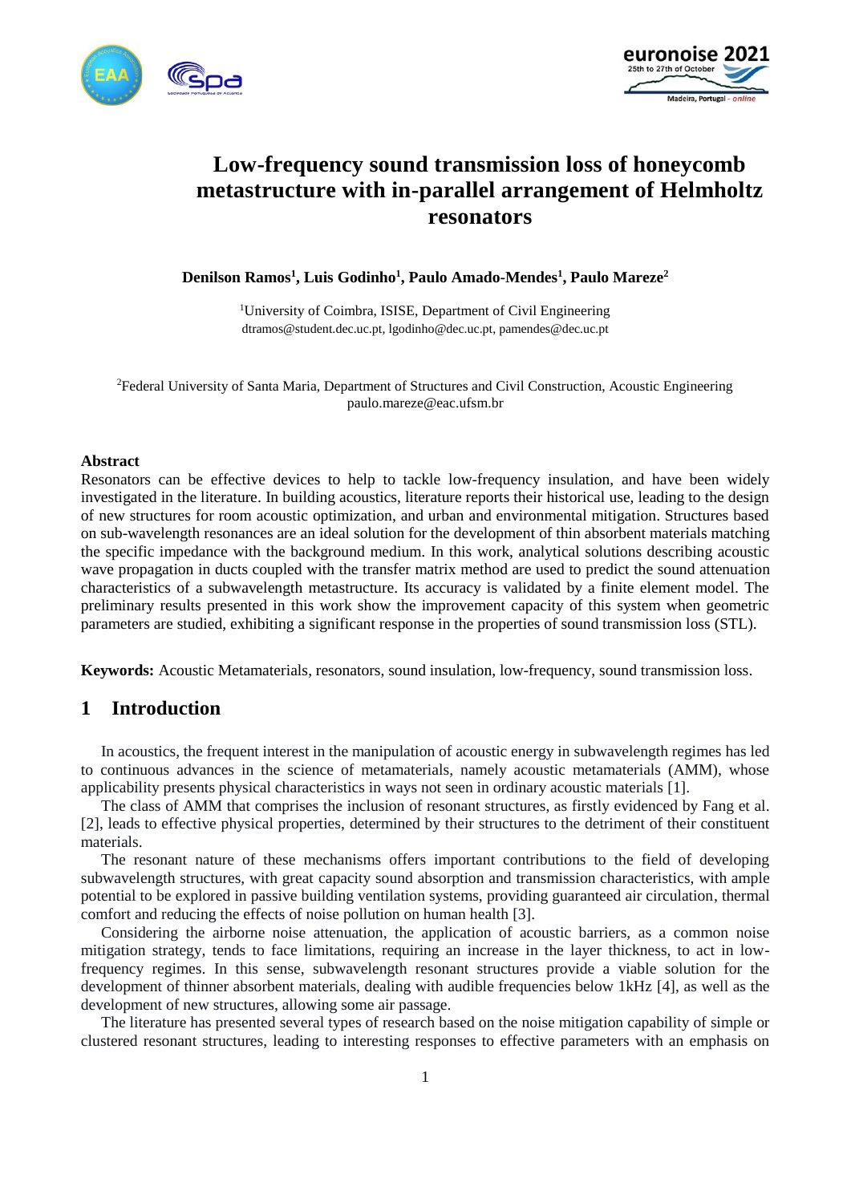# Low-frequency sound transmission loss of honeycomb metastructure with in-parallel arrangement of Helmholtz resonators

**Denilson Ramos[1], Luis Godinho[1], Paulo Amado-Mendes[1], Paulo Mareze[2]**

[1]University of Coimbra, ISISE, Department of Civil Engineering
dtramos@student.dec.uc.pt, lgodinho@dec.uc.pt, pamendes@dec.uc.pt

[2]Federal University of Santa Maria, Department of Structures and Civil Construction, Acoustic Engineering
paulo.mareze@eac.ufsm.br

## Abstract

Resonators can be effective devices to help to tackle low-frequency insulation, and have been widely investigated in the literature. In building acoustics, literature reports their historical use, leading to the design of new structures for room acoustic optimization, and urban and environmental mitigation. Structures based on sub-wavelength resonances are an ideal solution for the development of thin absorbent materials matching the specific impedance with the background medium. In this work, analytical solutions describing acoustic wave propagation in ducts coupled with the transfer matrix method are used to predict the sound attenuation characteristics of a subwavelength metastructure. Its accuracy is validated by a finite element model. The preliminary results presented in this work show the improvement capacity of this system when geometric parameters are studied, exhibiting a significant response in the properties of sound transmission loss (STL).

**Keywords:** Acoustic Metamaterials, resonators, sound insulation, low-frequency, sound transmission loss.

## 1 Introduction

In acoustics, the frequent interest in the manipulation of acoustic energy in subwavelength regimes has led to continuous advances in the science of metamaterials, namely acoustic metamaterials (AMM), whose applicability presents physical characteristics in ways not seen in ordinary acoustic materials [1].

The class of AMM that comprises the inclusion of resonant structures, as firstly evidenced by Fang et al. [2], leads to effective physical properties, determined by their structures to the detriment of their constituent materials.

The resonant nature of these mechanisms offers important contributions to the field of developing subwavelength structures, with great capacity sound absorption and transmission characteristics, with ample potential to be explored in passive building ventilation systems, providing guaranteed air circulation, thermal comfort and reducing the effects of noise pollution on human health [3].

Considering the airborne noise attenuation, the application of acoustic barriers, as a common noise mitigation strategy, tends to face limitations, requiring an increase in the layer thickness, to act in low-frequency regimes. In this sense, subwavelength resonant structures provide a viable solution for the development of thinner absorbent materials, dealing with audible frequencies below 1kHz [4], as well as the development of new structures, allowing some air passage.

The literature has presented several types of research based on the noise mitigation capability of simple or clustered resonant structures, leading to interesting responses to effective parameters with an emphasis on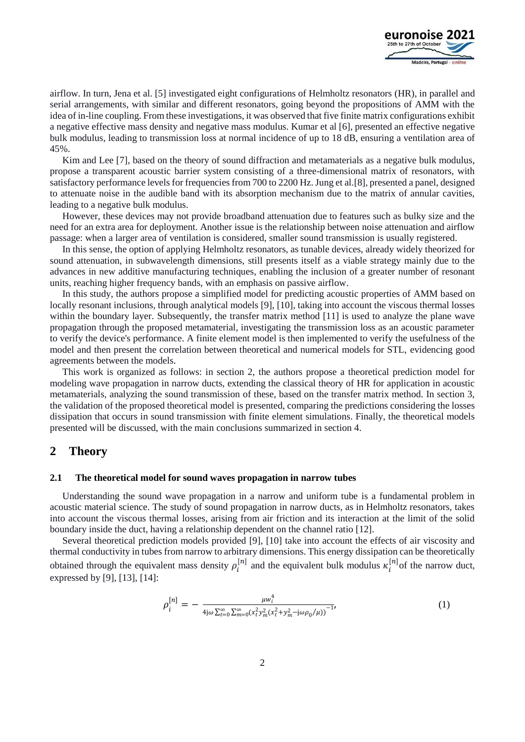airflow. In turn, Jena et al. [5] investigated eight configurations of Helmholtz resonators (HR), in parallel and serial arrangements, with similar and different resonators, going beyond the propositions of AMM with the idea of in-line coupling. From these investigations, it was observed that five finite matrix configurations exhibit a negative effective mass density and negative mass modulus. Kumar et al [6], presented an effective negative bulk modulus, leading to transmission loss at normal incidence of up to 18 dB, ensuring a ventilation area of 45%.

Kim and Lee [7], based on the theory of sound diffraction and metamaterials as a negative bulk modulus, propose a transparent acoustic barrier system consisting of a three-dimensional matrix of resonators, with satisfactory performance levels for frequencies from 700 to 2200 Hz. Jung et al.[8], presented a panel, designed to attenuate noise in the audible band with its absorption mechanism due to the matrix of annular cavities, leading to a negative bulk modulus.

However, these devices may not provide broadband attenuation due to features such as bulky size and the need for an extra area for deployment. Another issue is the relationship between noise attenuation and airflow passage: when a larger area of ventilation is considered, smaller sound transmission is usually registered.

In this sense, the option of applying Helmholtz resonators, as tunable devices, already widely theorized for sound attenuation, in subwavelength dimensions, still presents itself as a viable strategy mainly due to the advances in new additive manufacturing techniques, enabling the inclusion of a greater number of resonant units, reaching higher frequency bands, with an emphasis on passive airflow.

In this study, the authors propose a simplified model for predicting acoustic properties of AMM based on locally resonant inclusions, through analytical models [9], [10], taking into account the viscous thermal losses within the boundary layer. Subsequently, the transfer matrix method [11] is used to analyze the plane wave propagation through the proposed metamaterial, investigating the transmission loss as an acoustic parameter to verify the device's performance. A finite element model is then implemented to verify the usefulness of the model and then present the correlation between theoretical and numerical models for STL, evidencing good agreements between the models.

This work is organized as follows: in section 2, the authors propose a theoretical prediction model for modeling wave propagation in narrow ducts, extending the classical theory of HR for application in acoustic metamaterials, analyzing the sound transmission of these, based on the transfer matrix method. In section 3, the validation of the proposed theoretical model is presented, comparing the predictions considering the losses dissipation that occurs in sound transmission with finite element simulations. Finally, the theoretical models presented will be discussed, with the main conclusions summarized in section 4.

# 2 Theory

## 2.1 The theoretical model for sound waves propagation in narrow tubes

Understanding the sound wave propagation in a narrow and uniform tube is a fundamental problem in acoustic material science. The study of sound propagation in narrow ducts, as in Helmholtz resonators, takes into account the viscous thermal losses, arising from air friction and its interaction at the limit of the solid boundary inside the duct, having a relationship dependent on the channel ratio [12].

Several theoretical prediction models provided [9], [10] take into account the effects of air viscosity and thermal conductivity in tubes from narrow to arbitrary dimensions. This energy dissipation can be theoretically obtained through the equivalent mass density $\rho_i^{[n]}$ and the equivalent bulk modulus $\kappa_i^{[n]}$ of the narrow duct, expressed by [9], [13], [14]:

$$\rho_i^{[n]} = -\frac{\mu w_i^4}{4\mathrm{j}\omega \sum_{t=0}^{\infty}\sum_{m=0}^{\infty}\left(x_t^2 y_m^2 \left(x_t^2 + y_m^2 - \mathrm{j}\omega\rho_0/\mu\right)\right)^{-1}}, \tag{1}$$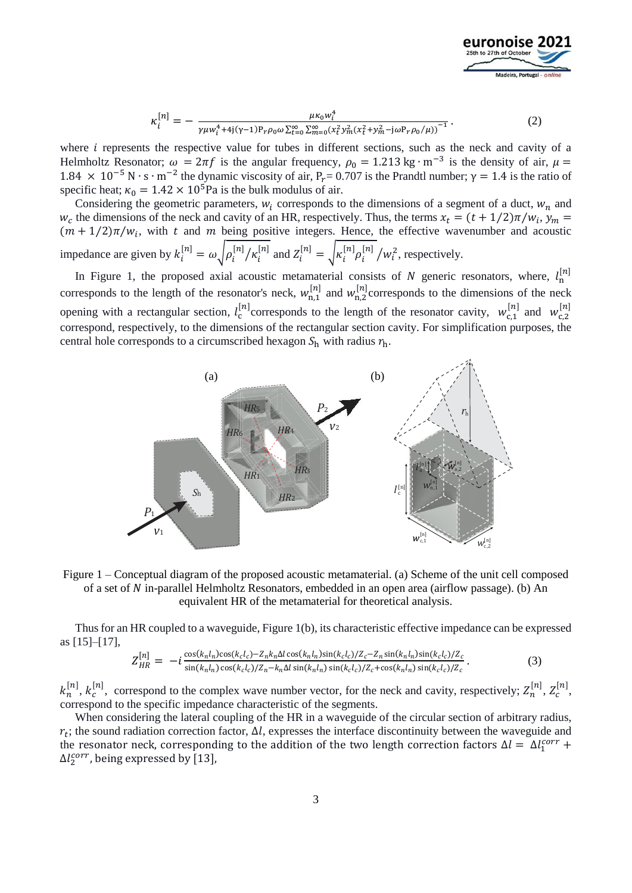$$\kappa_i^{[n]} = -\frac{\mu\kappa_0 w_i^4}{\gamma\mu w_i^4 + 4\mathrm{j}(\gamma-1)\mathrm{P}_r\rho_0\omega\sum_{t=0}^{\infty}\sum_{m=0}^{\infty}\left(x_t^2 y_m^2\left(x_t^2+y_m^2-\mathrm{j}\omega\mathrm{P}_r\rho_0/\mu\right)\right)^{-1}}. \quad (2)$$

where $i$ represents the respective value for tubes in different sections, such as the neck and cavity of a Helmholtz Resonator; $\omega = 2\pi f$ is the angular frequency, $\rho_0 = 1.213\ \mathrm{kg\cdot m^{-3}}$ is the density of air, $\mu = 1.84 \times 10^{-5}\ \mathrm{N\cdot s\cdot m^{-2}}$ the dynamic viscosity of air, $\mathrm{P}_r = 0.707$ is the Prandtl number; $\gamma = 1.4$ is the ratio of specific heat; $\kappa_0 = 1.42 \times 10^5\mathrm{Pa}$ is the bulk modulus of air.

Considering the geometric parameters, $w_i$ corresponds to the dimensions of a segment of a duct, $w_n$ and $w_c$ the dimensions of the neck and cavity of an HR, respectively. Thus, the terms $x_t = (t + 1/2)\pi/w_i$, $y_m = (m + 1/2)\pi/w_i$, with $t$ and $m$ being positive integers. Hence, the effective wavenumber and acoustic impedance are given by $k_i^{[n]} = \omega\sqrt{\rho_i^{[n]}/\kappa_i^{[n]}}$ and $Z_i^{[n]} = \sqrt{\kappa_i^{[n]}\rho_i^{[n]}}/w_i^2$, respectively.

In Figure 1, the proposed axial acoustic metamaterial consists of $N$ generic resonators, where, $l_\mathrm{n}^{[n]}$ corresponds to the length of the resonator's neck, $w_{\mathrm{n},1}^{[n]}$ and $w_{\mathrm{n},2}^{[n]}$ corresponds to the dimensions of the neck opening with a rectangular section, $l_\mathrm{c}^{[n]}$ corresponds to the length of the resonator cavity, $w_{\mathrm{c},1}^{[n]}$ and $w_{\mathrm{c},2}^{[n]}$ correspond, respectively, to the dimensions of the rectangular section cavity. For simplification purposes, the central hole corresponds to a circumscribed hexagon $S_\mathrm{h}$ with radius $r_\mathrm{h}$.

Figure 1 – Conceptual diagram of the proposed acoustic metamaterial. (a) Scheme of the unit cell composed of a set of $N$ in-parallel Helmholtz Resonators, embedded in an open area (airflow passage). (b) An equivalent HR of the metamaterial for theoretical analysis.

Thus for an HR coupled to a waveguide, Figure 1(b), its characteristic effective impedance can be expressed as [15]–[17],

$$Z_{HR}^{[n]} = -i\frac{\cos(k_n l_n)\cos(k_c l_c) - Z_n k_n \Delta l \cos(k_n l_n)\sin(k_c l_c)/Z_c - Z_n \sin(k_n l_n)\sin(k_c l_c)/Z_c}{\sin(k_n l_n)\cos(k_c l_c)/Z_n - k_n \Delta l \sin(k_n l_n)\sin(k_c l_c)/Z_c + \cos(k_n l_n)\sin(k_c l_c)/Z_c}. \quad (3)$$

$k_n^{[n]}$, $k_c^{[n]}$, correspond to the complex wave number vector, for the neck and cavity, respectively; $Z_n^{[n]}$, $Z_c^{[n]}$, correspond to the specific impedance characteristic of the segments.

When considering the lateral coupling of the HR in a waveguide of the circular section of arbitrary radius, $r_t$; the sound radiation correction factor, $\Delta l$, expresses the interface discontinuity between the waveguide and the resonator neck, corresponding to the addition of the two length correction factors $\Delta l = \Delta l_1^{corr} + \Delta l_2^{corr}$, being expressed by [13],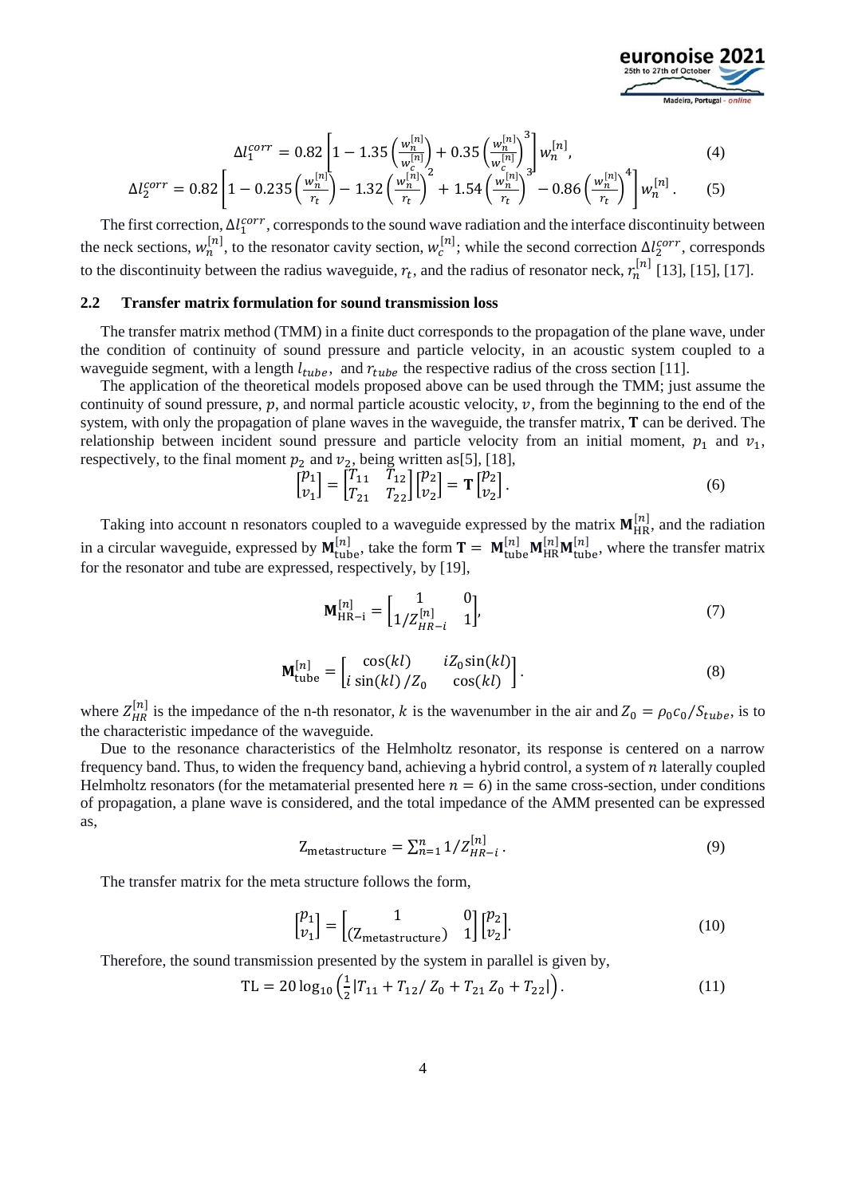$$\Delta l_1^{corr} = 0.82\left[1 - 1.35\left(\frac{w_n^{[n]}}{w_c^{[n]}}\right) + 0.35\left(\frac{w_n^{[n]}}{w_c^{[n]}}\right)^3\right]w_n^{[n]}, \tag{4}$$

$$\Delta l_2^{corr} = 0.82\left[1 - 0.235\left(\frac{w_n^{[n]}}{r_t}\right) - 1.32\left(\frac{w_n^{[n]}}{r_t}\right)^2 + 1.54\left(\frac{w_n^{[n]}}{r_t}\right)^3 - 0.86\left(\frac{w_n^{[n]}}{r_t}\right)^4\right]w_n^{[n]}. \tag{5}$$

The first correction, $\Delta l_1^{corr}$, corresponds to the sound wave radiation and the interface discontinuity between the neck sections, $w_n^{[n]}$, to the resonator cavity section, $w_c^{[n]}$; while the second correction $\Delta l_2^{corr}$, corresponds to the discontinuity between the radius waveguide, $r_t$, and the radius of resonator neck, $r_n^{[n]}$ [13], [15], [17].

### 2.2 Transfer matrix formulation for sound transmission loss

The transfer matrix method (TMM) in a finite duct corresponds to the propagation of the plane wave, under the condition of continuity of sound pressure and particle velocity, in an acoustic system coupled to a waveguide segment, with a length $l_{tube}$, and $r_{tube}$ the respective radius of the cross section [11].

The application of the theoretical models proposed above can be used through the TMM; just assume the continuity of sound pressure, $p$, and normal particle acoustic velocity, $v$, from the beginning to the end of the system, with only the propagation of plane waves in the waveguide, the transfer matrix, **T** can be derived. The relationship between incident sound pressure and particle velocity from an initial moment, $p_1$ and $v_1$, respectively, to the final moment $p_2$ and $v_2$, being written as[5], [18],

$$\begin{bmatrix} p_1 \\ v_1 \end{bmatrix} = \begin{bmatrix} T_{11} & T_{12} \\ T_{21} & T_{22} \end{bmatrix}\begin{bmatrix} p_2 \\ v_2 \end{bmatrix} = \mathbf{T}\begin{bmatrix} p_2 \\ v_2 \end{bmatrix}. \tag{6}$$

Taking into account n resonators coupled to a waveguide expressed by the matrix $\mathbf{M}_{\text{HR}}^{[n]}$, and the radiation in a circular waveguide, expressed by $\mathbf{M}_{\text{tube}}^{[n]}$, take the form $\mathbf{T} = \mathbf{M}_{\text{tube}}^{[n]}\mathbf{M}_{\text{HR}}^{[n]}\mathbf{M}_{\text{tube}}^{[n]}$, where the transfer matrix for the resonator and tube are expressed, respectively, by [19],

$$\mathbf{M}_{\text{HR-i}}^{[n]} = \begin{bmatrix} 1 & 0 \\ 1/Z_{HR-i}^{[n]} & 1 \end{bmatrix}, \tag{7}$$

$$\mathbf{M}_{\text{tube}}^{[n]} = \begin{bmatrix} \cos(kl) & iZ_0\sin(kl) \\ i\sin(kl)/Z_0 & \cos(kl) \end{bmatrix}. \tag{8}$$

where $Z_{HR}^{[n]}$ is the impedance of the n-th resonator, $k$ is the wavenumber in the air and $Z_0 = \rho_0 c_0/S_{tube}$, is to the characteristic impedance of the waveguide.

Due to the resonance characteristics of the Helmholtz resonator, its response is centered on a narrow frequency band. Thus, to widen the frequency band, achieving a hybrid control, a system of $n$ laterally coupled Helmholtz resonators (for the metamaterial presented here $n = 6$) in the same cross-section, under conditions of propagation, a plane wave is considered, and the total impedance of the AMM presented can be expressed as,

$$\text{Z}_{\text{metastructure}} = \sum_{n=1}^{n} 1/Z_{HR-i}^{[n]}. \tag{9}$$

The transfer matrix for the meta structure follows the form,

$$\begin{bmatrix} p_1 \\ v_1 \end{bmatrix} = \begin{bmatrix} 1 & 0 \\ (\text{Z}_{\text{metastructure}}) & 1 \end{bmatrix}\begin{bmatrix} p_2 \\ v_2 \end{bmatrix}. \tag{10}$$

Therefore, the sound transmission presented by the system in parallel is given by,

$$\text{TL} = 20\log_{10}\left(\frac{1}{2}\left|T_{11} + T_{12}/Z_0 + T_{21}Z_0 + T_{22}\right|\right). \tag{11}$$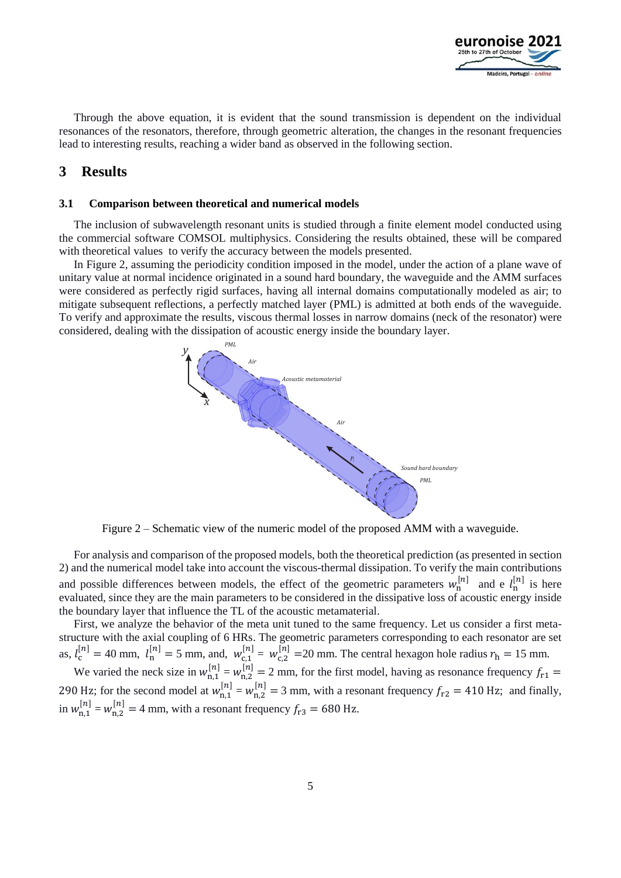Through the above equation, it is evident that the sound transmission is dependent on the individual resonances of the resonators, therefore, through geometric alteration, the changes in the resonant frequencies lead to interesting results, reaching a wider band as observed in the following section.

## 3 Results

### 3.1 Comparison between theoretical and numerical models

The inclusion of subwavelength resonant units is studied through a finite element model conducted using the commercial software COMSOL multiphysics. Considering the results obtained, these will be compared with theoretical values to verify the accuracy between the models presented.

In Figure 2, assuming the periodicity condition imposed in the model, under the action of a plane wave of unitary value at normal incidence originated in a sound hard boundary, the waveguide and the AMM surfaces were considered as perfectly rigid surfaces, having all internal domains computationally modeled as air; to mitigate subsequent reflections, a perfectly matched layer (PML) is admitted at both ends of the waveguide. To verify and approximate the results, viscous thermal losses in narrow domains (neck of the resonator) were considered, dealing with the dissipation of acoustic energy inside the boundary layer.

Figure 2 – Schematic view of the numeric model of the proposed AMM with a waveguide.

For analysis and comparison of the proposed models, both the theoretical prediction (as presented in section 2) and the numerical model take into account the viscous-thermal dissipation. To verify the main contributions and possible differences between models, the effect of the geometric parameters $w_{\mathrm{n}}^{[n]}$ and e $l_{\mathrm{n}}^{[n]}$ is here evaluated, since they are the main parameters to be considered in the dissipative loss of acoustic energy inside the boundary layer that influence the TL of the acoustic metamaterial.

First, we analyze the behavior of the meta unit tuned to the same frequency. Let us consider a first meta-structure with the axial coupling of 6 HRs. The geometric parameters corresponding to each resonator are set as, $l_{\mathrm{c}}^{[n]} = 40$ mm, $l_{\mathrm{n}}^{[n]} = 5$ mm, and, $w_{\mathrm{c},1}^{[n]} = w_{\mathrm{c},2}^{[n]} = 20$ mm. The central hexagon hole radius $r_{\mathrm{h}} = 15$ mm.

We varied the neck size in $w_{\mathrm{n},1}^{[n]} = w_{\mathrm{n},2}^{[n]} = 2$ mm, for the first model, having as resonance frequency $f_{\mathrm{r1}} = 290$ Hz; for the second model at $w_{\mathrm{n},1}^{[n]} = w_{\mathrm{n},2}^{[n]} = 3$ mm, with a resonant frequency $f_{\mathrm{r2}} = 410$ Hz; and finally, in $w_{\mathrm{n},1}^{[n]} = w_{\mathrm{n},2}^{[n]} = 4$ mm, with a resonant frequency $f_{\mathrm{r3}} = 680$ Hz.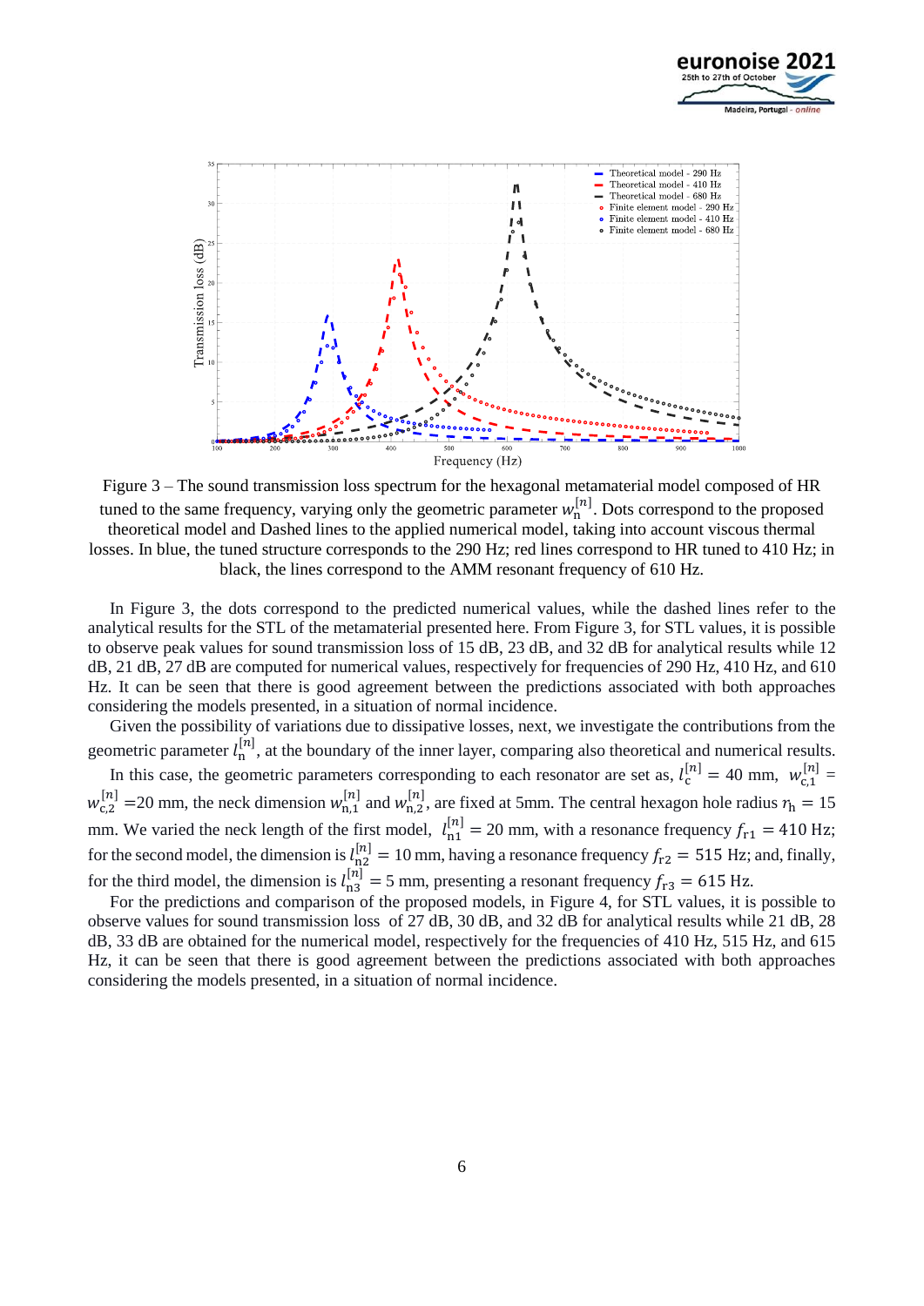Figure 3 – The sound transmission loss spectrum for the hexagonal metamaterial model composed of HR tuned to the same frequency, varying only the geometric parameter $w_{\mathrm{n}}^{[n]}$. Dots correspond to the proposed theoretical model and Dashed lines to the applied numerical model, taking into account viscous thermal losses. In blue, the tuned structure corresponds to the 290 Hz; red lines correspond to HR tuned to 410 Hz; in black, the lines correspond to the AMM resonant frequency of 610 Hz.

In Figure 3, the dots correspond to the predicted numerical values, while the dashed lines refer to the analytical results for the STL of the metamaterial presented here. From Figure 3, for STL values, it is possible to observe peak values for sound transmission loss of 15 dB, 23 dB, and 32 dB for analytical results while 12 dB, 21 dB, 27 dB are computed for numerical values, respectively for frequencies of 290 Hz, 410 Hz, and 610 Hz. It can be seen that there is good agreement between the predictions associated with both approaches considering the models presented, in a situation of normal incidence.

Given the possibility of variations due to dissipative losses, next, we investigate the contributions from the geometric parameter $l_{\mathrm{n}}^{[n]}$, at the boundary of the inner layer, comparing also theoretical and numerical results.

In this case, the geometric parameters corresponding to each resonator are set as, $l_{\mathrm{c}}^{[n]} = 40$ mm, $w_{\mathrm{c},1}^{[n]} = w_{\mathrm{c},2}^{[n]} = 20$ mm, the neck dimension $w_{\mathrm{n},1}^{[n]}$ and $w_{\mathrm{n},2}^{[n]}$, are fixed at 5mm. The central hexagon hole radius $r_{\mathrm{h}} = 15$ mm. We varied the neck length of the first model, $l_{\mathrm{n1}}^{[n]} = 20$ mm, with a resonance frequency $f_{\mathrm{r1}} = 410$ Hz; for the second model, the dimension is $l_{\mathrm{n2}}^{[n]} = 10$ mm, having a resonance frequency $f_{\mathrm{r2}} = 515$ Hz; and, finally, for the third model, the dimension is $l_{\mathrm{n3}}^{[n]} = 5$ mm, presenting a resonant frequency $f_{\mathrm{r3}} = 615$ Hz.

For the predictions and comparison of the proposed models, in Figure 4, for STL values, it is possible to observe values for sound transmission loss of 27 dB, 30 dB, and 32 dB for analytical results while 21 dB, 28 dB, 33 dB are obtained for the numerical model, respectively for the frequencies of 410 Hz, 515 Hz, and 615 Hz, it can be seen that there is good agreement between the predictions associated with both approaches considering the models presented, in a situation of normal incidence.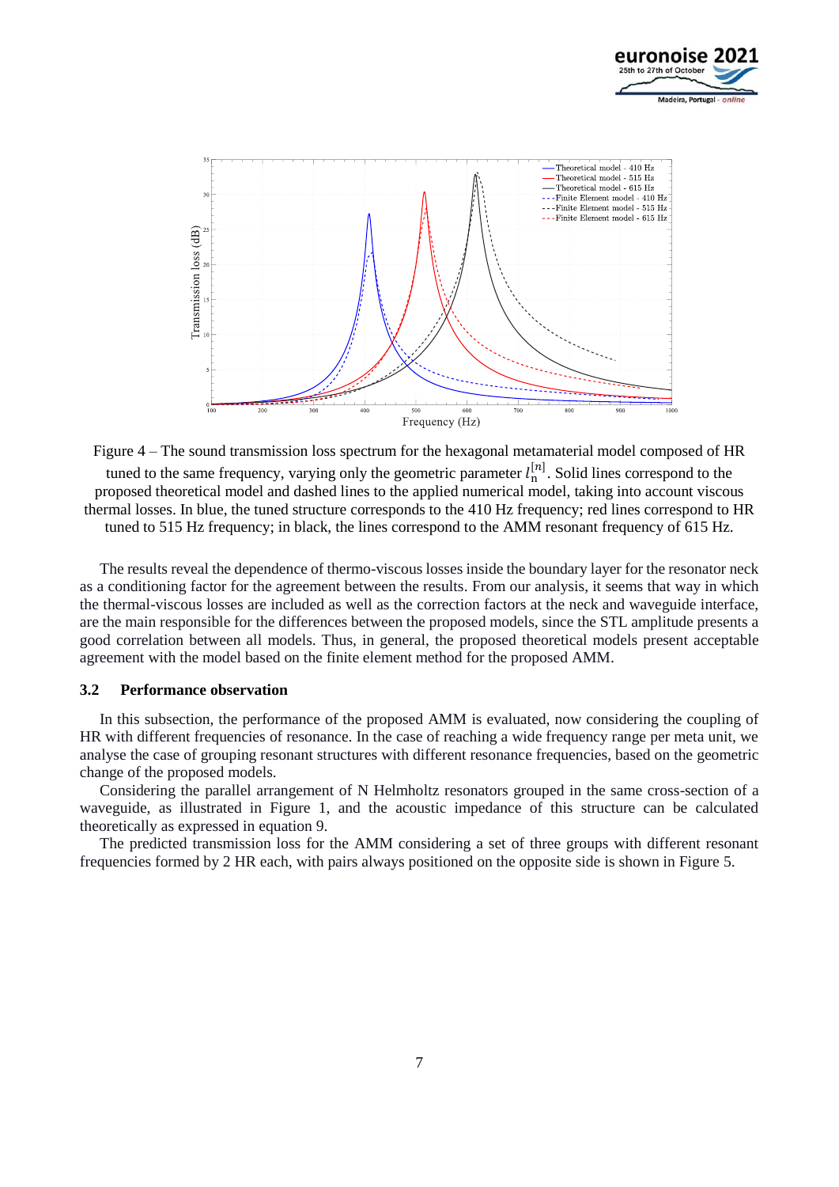Figure 4 – The sound transmission loss spectrum for the hexagonal metamaterial model composed of HR tuned to the same frequency, varying only the geometric parameter $l_{\mathrm{n}}^{[n]}$. Solid lines correspond to the proposed theoretical model and dashed lines to the applied numerical model, taking into account viscous thermal losses. In blue, the tuned structure corresponds to the 410 Hz frequency; red lines correspond to HR tuned to 515 Hz frequency; in black, the lines correspond to the AMM resonant frequency of 615 Hz.

The results reveal the dependence of thermo-viscous losses inside the boundary layer for the resonator neck as a conditioning factor for the agreement between the results. From our analysis, it seems that way in which the thermal-viscous losses are included as well as the correction factors at the neck and waveguide interface, are the main responsible for the differences between the proposed models, since the STL amplitude presents a good correlation between all models. Thus, in general, the proposed theoretical models present acceptable agreement with the model based on the finite element method for the proposed AMM.

### 3.2 Performance observation

In this subsection, the performance of the proposed AMM is evaluated, now considering the coupling of HR with different frequencies of resonance. In the case of reaching a wide frequency range per meta unit, we analyse the case of grouping resonant structures with different resonance frequencies, based on the geometric change of the proposed models.

Considering the parallel arrangement of N Helmholtz resonators grouped in the same cross-section of a waveguide, as illustrated in Figure 1, and the acoustic impedance of this structure can be calculated theoretically as expressed in equation 9.

The predicted transmission loss for the AMM considering a set of three groups with different resonant frequencies formed by 2 HR each, with pairs always positioned on the opposite side is shown in Figure 5.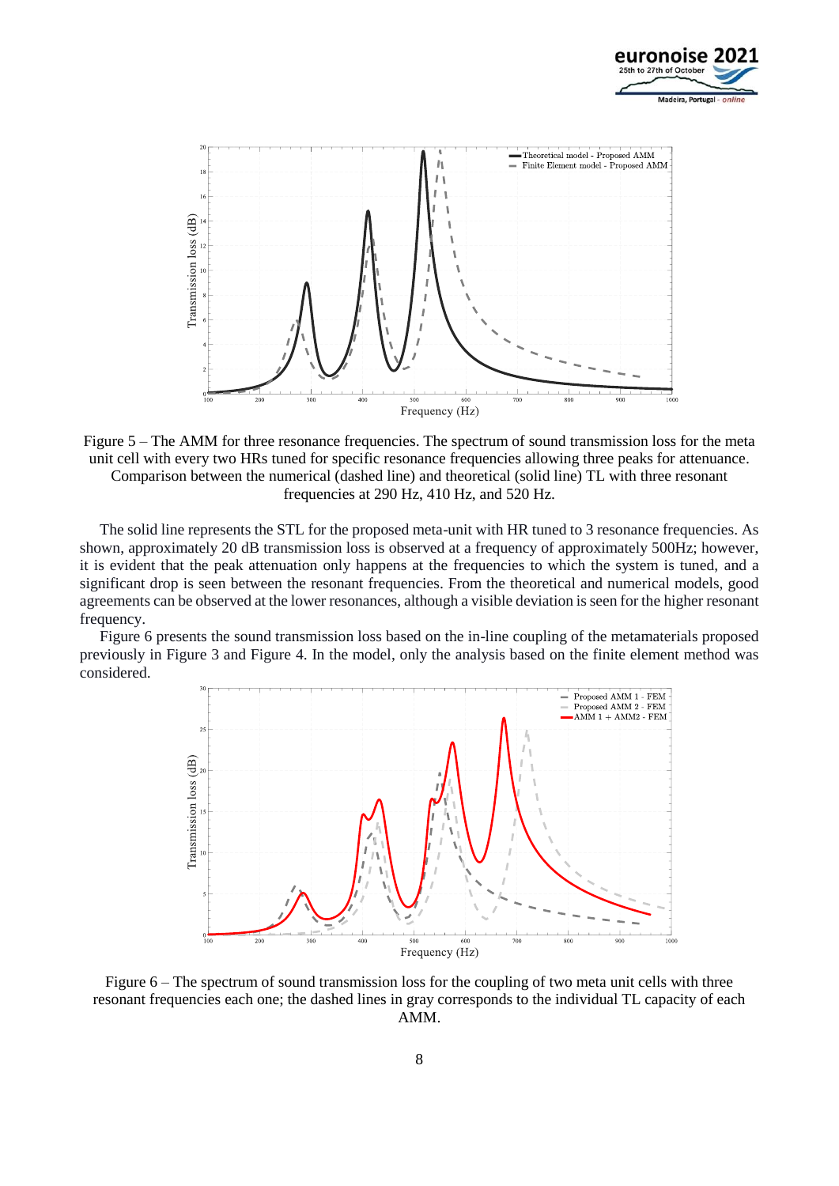Figure 5 – The AMM for three resonance frequencies. The spectrum of sound transmission loss for the meta unit cell with every two HRs tuned for specific resonance frequencies allowing three peaks for attenuance. Comparison between the numerical (dashed line) and theoretical (solid line) TL with three resonant frequencies at 290 Hz, 410 Hz, and 520 Hz.

The solid line represents the STL for the proposed meta-unit with HR tuned to 3 resonance frequencies. As shown, approximately 20 dB transmission loss is observed at a frequency of approximately 500Hz; however, it is evident that the peak attenuation only happens at the frequencies to which the system is tuned, and a significant drop is seen between the resonant frequencies. From the theoretical and numerical models, good agreements can be observed at the lower resonances, although a visible deviation is seen for the higher resonant frequency.

Figure 6 presents the sound transmission loss based on the in-line coupling of the metamaterials proposed previously in Figure 3 and Figure 4. In the model, only the analysis based on the finite element method was considered.

Figure 6 – The spectrum of sound transmission loss for the coupling of two meta unit cells with three resonant frequencies each one; the dashed lines in gray corresponds to the individual TL capacity of each AMM.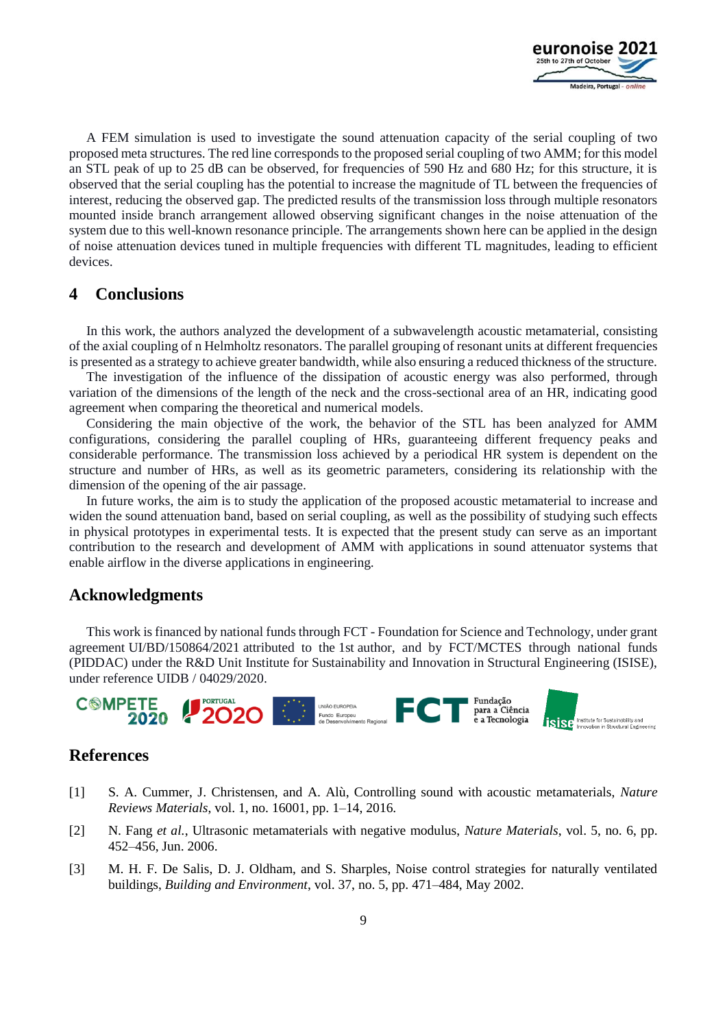A FEM simulation is used to investigate the sound attenuation capacity of the serial coupling of two proposed meta structures. The red line corresponds to the proposed serial coupling of two AMM; for this model an STL peak of up to 25 dB can be observed, for frequencies of 590 Hz and 680 Hz; for this structure, it is observed that the serial coupling has the potential to increase the magnitude of TL between the frequencies of interest, reducing the observed gap. The predicted results of the transmission loss through multiple resonators mounted inside branch arrangement allowed observing significant changes in the noise attenuation of the system due to this well-known resonance principle. The arrangements shown here can be applied in the design of noise attenuation devices tuned in multiple frequencies with different TL magnitudes, leading to efficient devices.

## 4 Conclusions

In this work, the authors analyzed the development of a subwavelength acoustic metamaterial, consisting of the axial coupling of n Helmholtz resonators. The parallel grouping of resonant units at different frequencies is presented as a strategy to achieve greater bandwidth, while also ensuring a reduced thickness of the structure.

The investigation of the influence of the dissipation of acoustic energy was also performed, through variation of the dimensions of the length of the neck and the cross-sectional area of an HR, indicating good agreement when comparing the theoretical and numerical models.

Considering the main objective of the work, the behavior of the STL has been analyzed for AMM configurations, considering the parallel coupling of HRs, guaranteeing different frequency peaks and considerable performance. The transmission loss achieved by a periodical HR system is dependent on the structure and number of HRs, as well as its geometric parameters, considering its relationship with the dimension of the opening of the air passage.

In future works, the aim is to study the application of the proposed acoustic metamaterial to increase and widen the sound attenuation band, based on serial coupling, as well as the possibility of studying such effects in physical prototypes in experimental tests. It is expected that the present study can serve as an important contribution to the research and development of AMM with applications in sound attenuator systems that enable airflow in the diverse applications in engineering.

## Acknowledgments

This work is financed by national funds through FCT - Foundation for Science and Technology, under grant agreement UI/BD/150864/2021 attributed to the 1st author, and by FCT/MCTES through national funds (PIDDAC) under the R&D Unit Institute for Sustainability and Innovation in Structural Engineering (ISISE), under reference UIDB / 04029/2020.

## References

[1] S. A. Cummer, J. Christensen, and A. Alù, Controlling sound with acoustic metamaterials, *Nature Reviews Materials*, vol. 1, no. 16001, pp. 1–14, 2016.

[2] N. Fang *et al.*, Ultrasonic metamaterials with negative modulus, *Nature Materials*, vol. 5, no. 6, pp. 452–456, Jun. 2006.

[3] M. H. F. De Salis, D. J. Oldham, and S. Sharples, Noise control strategies for naturally ventilated buildings, *Building and Environment*, vol. 37, no. 5, pp. 471–484, May 2002.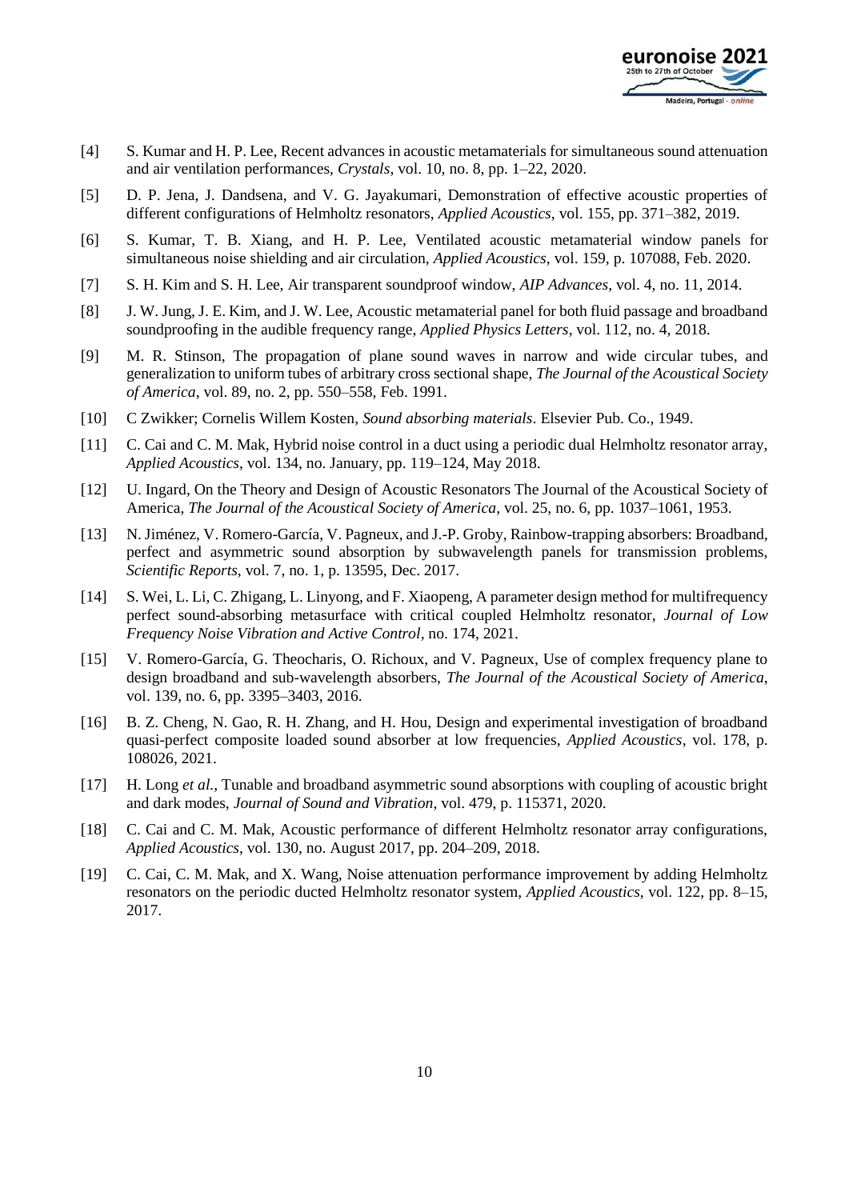[4] S. Kumar and H. P. Lee, Recent advances in acoustic metamaterials for simultaneous sound attenuation and air ventilation performances, *Crystals*, vol. 10, no. 8, pp. 1–22, 2020.

[5] D. P. Jena, J. Dandsena, and V. G. Jayakumari, Demonstration of effective acoustic properties of different configurations of Helmholtz resonators, *Applied Acoustics*, vol. 155, pp. 371–382, 2019.

[6] S. Kumar, T. B. Xiang, and H. P. Lee, Ventilated acoustic metamaterial window panels for simultaneous noise shielding and air circulation, *Applied Acoustics*, vol. 159, p. 107088, Feb. 2020.

[7] S. H. Kim and S. H. Lee, Air transparent soundproof window, *AIP Advances*, vol. 4, no. 11, 2014.

[8] J. W. Jung, J. E. Kim, and J. W. Lee, Acoustic metamaterial panel for both fluid passage and broadband soundproofing in the audible frequency range, *Applied Physics Letters*, vol. 112, no. 4, 2018.

[9] M. R. Stinson, The propagation of plane sound waves in narrow and wide circular tubes, and generalization to uniform tubes of arbitrary cross sectional shape, *The Journal of the Acoustical Society of America*, vol. 89, no. 2, pp. 550–558, Feb. 1991.

[10] C Zwikker; Cornelis Willem Kosten, *Sound absorbing materials*. Elsevier Pub. Co., 1949.

[11] C. Cai and C. M. Mak, Hybrid noise control in a duct using a periodic dual Helmholtz resonator array, *Applied Acoustics*, vol. 134, no. January, pp. 119–124, May 2018.

[12] U. Ingard, On the Theory and Design of Acoustic Resonators The Journal of the Acoustical Society of America, *The Journal of the Acoustical Society of America*, vol. 25, no. 6, pp. 1037–1061, 1953.

[13] N. Jiménez, V. Romero-García, V. Pagneux, and J.-P. Groby, Rainbow-trapping absorbers: Broadband, perfect and asymmetric sound absorption by subwavelength panels for transmission problems, *Scientific Reports*, vol. 7, no. 1, p. 13595, Dec. 2017.

[14] S. Wei, L. Li, C. Zhigang, L. Linyong, and F. Xiaopeng, A parameter design method for multifrequency perfect sound-absorbing metasurface with critical coupled Helmholtz resonator, *Journal of Low Frequency Noise Vibration and Active Control*, no. 174, 2021.

[15] V. Romero-García, G. Theocharis, O. Richoux, and V. Pagneux, Use of complex frequency plane to design broadband and sub-wavelength absorbers, *The Journal of the Acoustical Society of America*, vol. 139, no. 6, pp. 3395–3403, 2016.

[16] B. Z. Cheng, N. Gao, R. H. Zhang, and H. Hou, Design and experimental investigation of broadband quasi-perfect composite loaded sound absorber at low frequencies, *Applied Acoustics*, vol. 178, p. 108026, 2021.

[17] H. Long *et al.*, Tunable and broadband asymmetric sound absorptions with coupling of acoustic bright and dark modes, *Journal of Sound and Vibration*, vol. 479, p. 115371, 2020.

[18] C. Cai and C. M. Mak, Acoustic performance of different Helmholtz resonator array configurations, *Applied Acoustics*, vol. 130, no. August 2017, pp. 204–209, 2018.

[19] C. Cai, C. M. Mak, and X. Wang, Noise attenuation performance improvement by adding Helmholtz resonators on the periodic ducted Helmholtz resonator system, *Applied Acoustics*, vol. 122, pp. 8–15, 2017.